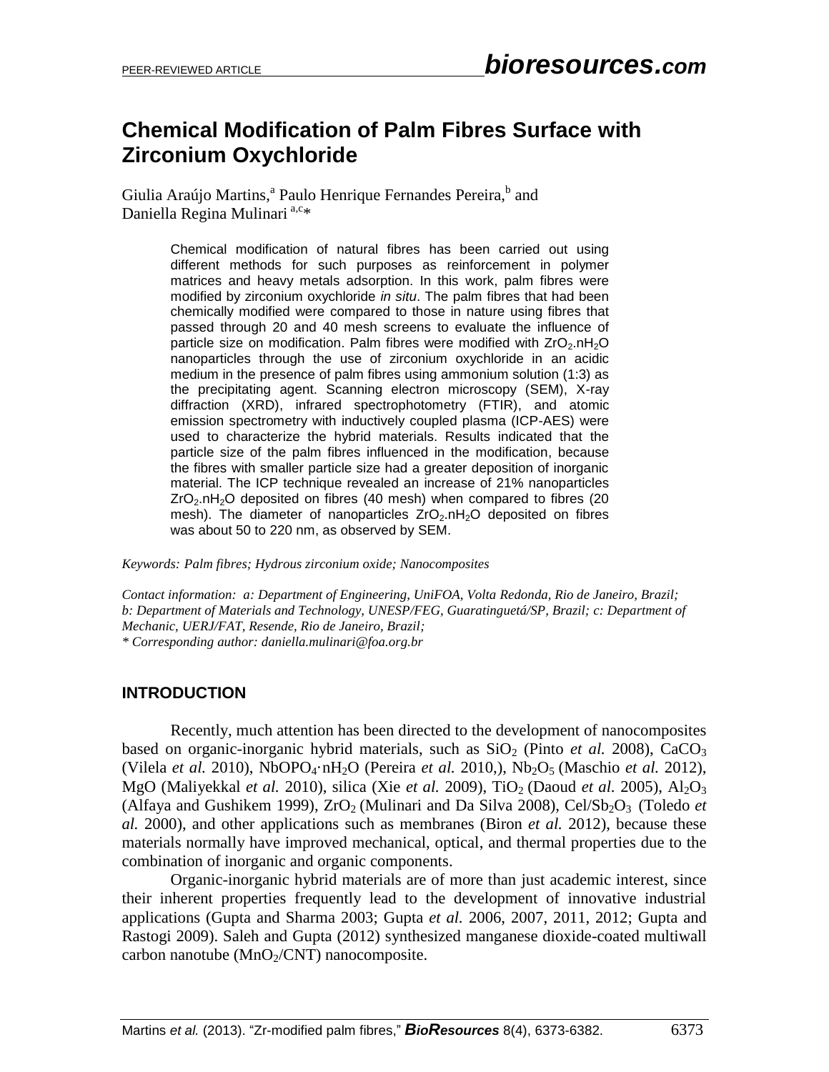# Chemical Modification of Palm Fibres Surface with Zirconium Oxychloride

Giulia Araújo Martins,[a] Paulo Henrique Fernandes Pereira,[b] and Daniella Regina Mulinari [a,c]*

Chemical modification of natural fibres has been carried out using different methods for such purposes as reinforcement in polymer matrices and heavy metals adsorption. In this work, palm fibres were modified by zirconium oxychloride *in situ*. The palm fibres that had been chemically modified were compared to those in nature using fibres that passed through 20 and 40 mesh screens to evaluate the influence of particle size on modification. Palm fibres were modified with $ZrO_2.nH_2O$ nanoparticles through the use of zirconium oxychloride in an acidic medium in the presence of palm fibres using ammonium solution (1:3) as the precipitating agent. Scanning electron microscopy (SEM), X-ray diffraction (XRD), infrared spectrophotometry (FTIR), and atomic emission spectrometry with inductively coupled plasma (ICP-AES) were used to characterize the hybrid materials. Results indicated that the particle size of the palm fibres influenced in the modification, because the fibres with smaller particle size had a greater deposition of inorganic material. The ICP technique revealed an increase of 21% nanoparticles $ZrO_2.nH_2O$ deposited on fibres (40 mesh) when compared to fibres (20 mesh). The diameter of nanoparticles $ZrO_2.nH_2O$ deposited on fibres was about 50 to 220 nm, as observed by SEM.

*Keywords: Palm fibres; Hydrous zirconium oxide; Nanocomposites*

*Contact information: a: Department of Engineering, UniFOA, Volta Redonda, Rio de Janeiro, Brazil; b: Department of Materials and Technology, UNESP/FEG, Guaratinguetá/SP, Brazil; c: Department of Mechanic, UERJ/FAT, Resende, Rio de Janeiro, Brazil;*
*\* Corresponding author: daniella.mulinari@foa.org.br*

## INTRODUCTION

Recently, much attention has been directed to the development of nanocomposites based on organic-inorganic hybrid materials, such as $SiO_2$ (Pinto *et al.* 2008), $CaCO_3$ (Vilela *et al.* 2010), $NbOPO_4 \cdot nH_2O$ (Pereira *et al.* 2010,), $Nb_2O_5$ (Maschio *et al.* 2012), MgO (Maliyekkal *et al.* 2010), silica (Xie *et al.* 2009), $TiO_2$ (Daoud *et al.* 2005), $Al_2O_3$ (Alfaya and Gushikem 1999), $ZrO_2$ (Mulinari and Da Silva 2008), Cel/$Sb_2O_3$ (Toledo *et al.* 2000), and other applications such as membranes (Biron *et al.* 2012), because these materials normally have improved mechanical, optical, and thermal properties due to the combination of inorganic and organic components.

Organic-inorganic hybrid materials are of more than just academic interest, since their inherent properties frequently lead to the development of innovative industrial applications (Gupta and Sharma 2003; Gupta *et al.* 2006, 2007, 2011, 2012; Gupta and Rastogi 2009). Saleh and Gupta (2012) synthesized manganese dioxide-coated multiwall carbon nanotube ($MnO_2$/CNT) nanocomposite.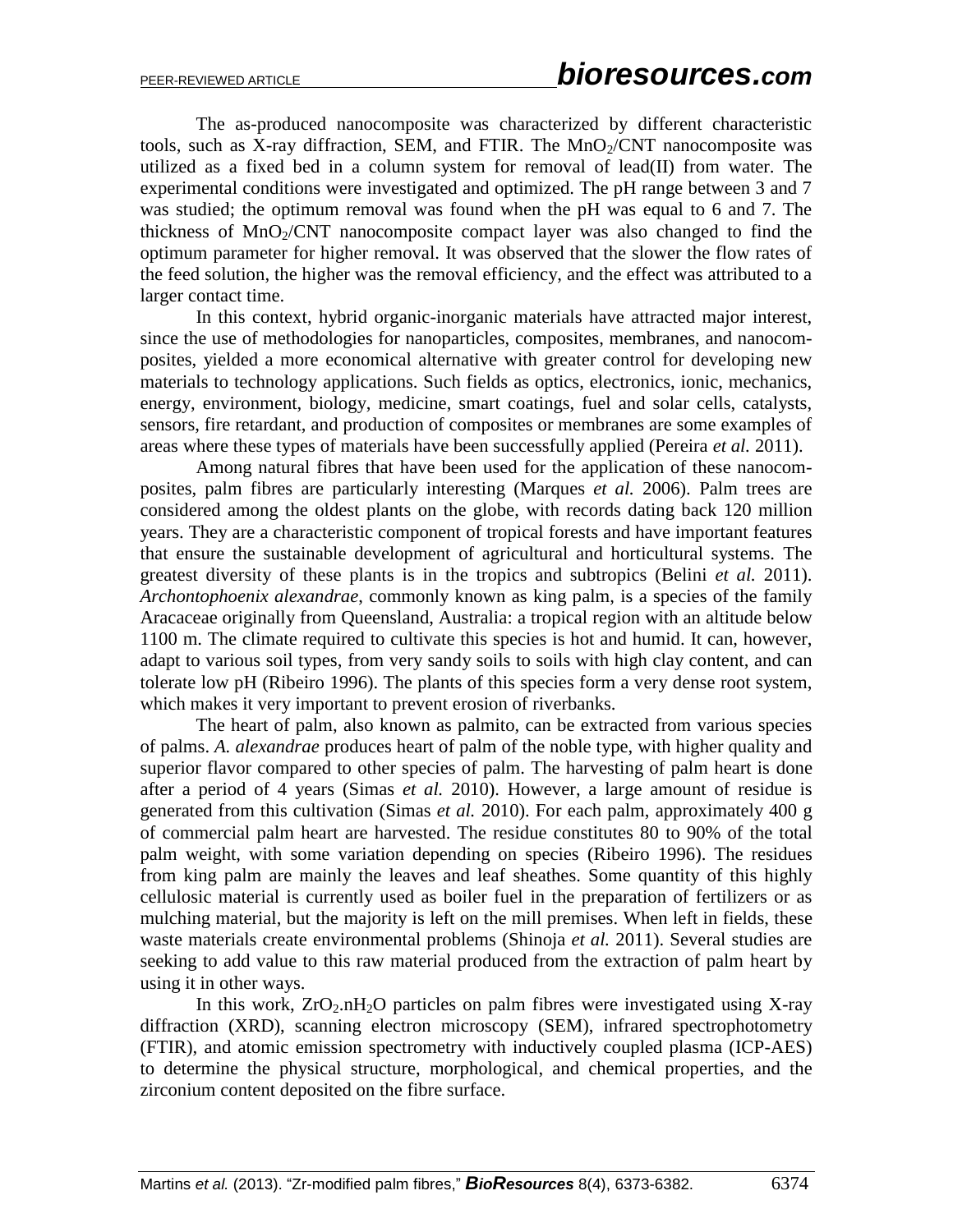The as-produced nanocomposite was characterized by different characteristic tools, such as X-ray diffraction, SEM, and FTIR. The $MnO_2$/CNT nanocomposite was utilized as a fixed bed in a column system for removal of lead(II) from water. The experimental conditions were investigated and optimized. The pH range between 3 and 7 was studied; the optimum removal was found when the pH was equal to 6 and 7. The thickness of $MnO_2$/CNT nanocomposite compact layer was also changed to find the optimum parameter for higher removal. It was observed that the slower the flow rates of the feed solution, the higher was the removal efficiency, and the effect was attributed to a larger contact time.

In this context, hybrid organic-inorganic materials have attracted major interest, since the use of methodologies for nanoparticles, composites, membranes, and nanocomposites, yielded a more economical alternative with greater control for developing new materials to technology applications. Such fields as optics, electronics, ionic, mechanics, energy, environment, biology, medicine, smart coatings, fuel and solar cells, catalysts, sensors, fire retardant, and production of composites or membranes are some examples of areas where these types of materials have been successfully applied (Pereira *et al.* 2011).

Among natural fibres that have been used for the application of these nanocomposites, palm fibres are particularly interesting (Marques *et al.* 2006). Palm trees are considered among the oldest plants on the globe, with records dating back 120 million years. They are a characteristic component of tropical forests and have important features that ensure the sustainable development of agricultural and horticultural systems. The greatest diversity of these plants is in the tropics and subtropics (Belini *et al.* 2011). *Archontophoenix alexandrae*, commonly known as king palm, is a species of the family Aracaceae originally from Queensland, Australia: a tropical region with an altitude below 1100 m. The climate required to cultivate this species is hot and humid. It can, however, adapt to various soil types, from very sandy soils to soils with high clay content, and can tolerate low pH (Ribeiro 1996). The plants of this species form a very dense root system, which makes it very important to prevent erosion of riverbanks.

The heart of palm, also known as palmito, can be extracted from various species of palms. *A. alexandrae* produces heart of palm of the noble type, with higher quality and superior flavor compared to other species of palm. The harvesting of palm heart is done after a period of 4 years (Simas *et al.* 2010). However, a large amount of residue is generated from this cultivation (Simas *et al.* 2010). For each palm, approximately 400 g of commercial palm heart are harvested. The residue constitutes 80 to 90% of the total palm weight, with some variation depending on species (Ribeiro 1996). The residues from king palm are mainly the leaves and leaf sheathes. Some quantity of this highly cellulosic material is currently used as boiler fuel in the preparation of fertilizers or as mulching material, but the majority is left on the mill premises. When left in fields, these waste materials create environmental problems (Shinoja *et al.* 2011). Several studies are seeking to add value to this raw material produced from the extraction of palm heart by using it in other ways.

In this work, $ZrO_2.nH_2O$ particles on palm fibres were investigated using X-ray diffraction (XRD), scanning electron microscopy (SEM), infrared spectrophotometry (FTIR), and atomic emission spectrometry with inductively coupled plasma (ICP-AES) to determine the physical structure, morphological, and chemical properties, and the zirconium content deposited on the fibre surface.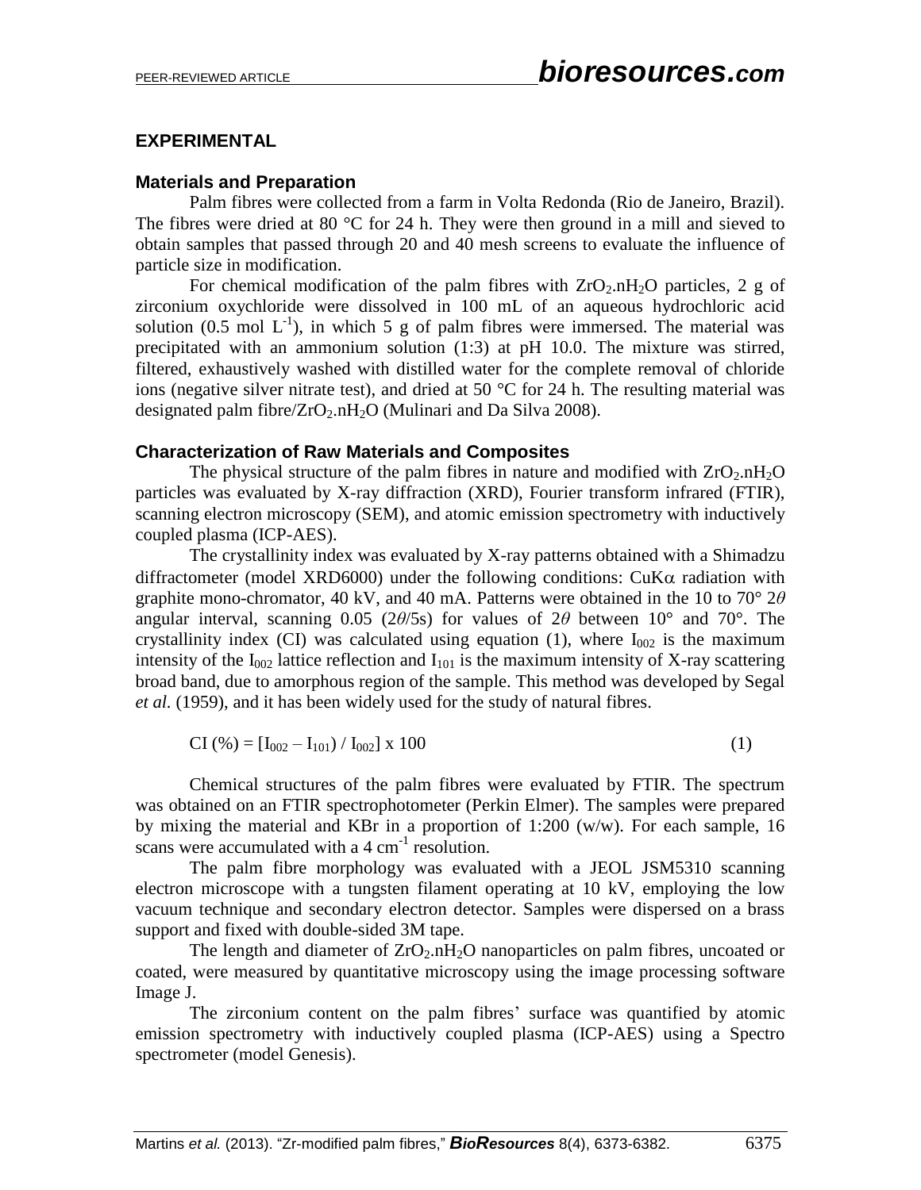## EXPERIMENTAL

### Materials and Preparation

Palm fibres were collected from a farm in Volta Redonda (Rio de Janeiro, Brazil). The fibres were dried at 80 °C for 24 h. They were then ground in a mill and sieved to obtain samples that passed through 20 and 40 mesh screens to evaluate the influence of particle size in modification.

For chemical modification of the palm fibres with $ZrO_2.nH_2O$ particles, 2 g of zirconium oxychloride were dissolved in 100 mL of an aqueous hydrochloric acid solution (0.5 mol $L^{-1}$), in which 5 g of palm fibres were immersed. The material was precipitated with an ammonium solution (1:3) at pH 10.0. The mixture was stirred, filtered, exhaustively washed with distilled water for the complete removal of chloride ions (negative silver nitrate test), and dried at 50 °C for 24 h. The resulting material was designated palm fibre/$ZrO_2.nH_2O$ (Mulinari and Da Silva 2008).

### Characterization of Raw Materials and Composites

The physical structure of the palm fibres in nature and modified with $ZrO_2.nH_2O$ particles was evaluated by X-ray diffraction (XRD), Fourier transform infrared (FTIR), scanning electron microscopy (SEM), and atomic emission spectrometry with inductively coupled plasma (ICP-AES).

The crystallinity index was evaluated by X-ray patterns obtained with a Shimadzu diffractometer (model XRD6000) under the following conditions: CuK$\alpha$ radiation with graphite mono-chromator, 40 kV, and 40 mA. Patterns were obtained in the 10 to 70° 2$\theta$ angular interval, scanning 0.05 (2$\theta$/5s) for values of 2$\theta$ between 10° and 70°. The crystallinity index (CI) was calculated using equation (1), where $I_{002}$ is the maximum intensity of the $I_{002}$ lattice reflection and $I_{101}$ is the maximum intensity of X-ray scattering broad band, due to amorphous region of the sample. This method was developed by Segal *et al.* (1959), and it has been widely used for the study of natural fibres.

$$CI\ (\%) = [I_{002} - I_{101}) / I_{002}] \times 100 \tag{1}$$

Chemical structures of the palm fibres were evaluated by FTIR. The spectrum was obtained on an FTIR spectrophotometer (Perkin Elmer). The samples were prepared by mixing the material and KBr in a proportion of 1:200 (w/w). For each sample, 16 scans were accumulated with a 4 $cm^{-1}$ resolution.

The palm fibre morphology was evaluated with a JEOL JSM5310 scanning electron microscope with a tungsten filament operating at 10 kV, employing the low vacuum technique and secondary electron detector. Samples were dispersed on a brass support and fixed with double-sided 3M tape.

The length and diameter of $ZrO_2.nH_2O$ nanoparticles on palm fibres, uncoated or coated, were measured by quantitative microscopy using the image processing software Image J.

The zirconium content on the palm fibres' surface was quantified by atomic emission spectrometry with inductively coupled plasma (ICP-AES) using a Spectro spectrometer (model Genesis).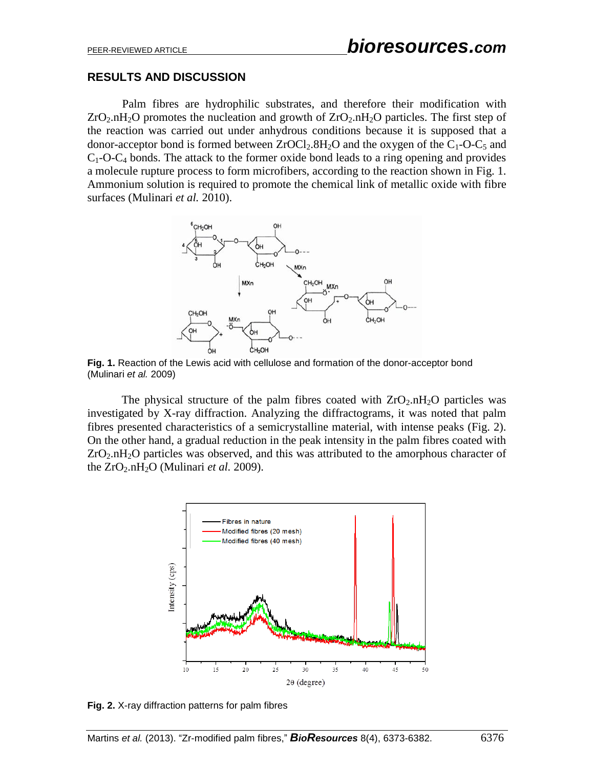## RESULTS AND DISCUSSION

Palm fibres are hydrophilic substrates, and therefore their modification with $ZrO_2.nH_2O$ promotes the nucleation and growth of $ZrO_2.nH_2O$ particles. The first step of the reaction was carried out under anhydrous conditions because it is supposed that a donor-acceptor bond is formed between $ZrOCl_2.8H_2O$ and the oxygen of the $C_1$-O-$C_5$ and $C_1$-O-$C_4$ bonds. The attack to the former oxide bond leads to a ring opening and provides a molecule rupture process to form microfibers, according to the reaction shown in Fig. 1. Ammonium solution is required to promote the chemical link of metallic oxide with fibre surfaces (Mulinari *et al.* 2010).

**Fig. 1.** Reaction of the Lewis acid with cellulose and formation of the donor-acceptor bond (Mulinari *et al.* 2009)

The physical structure of the palm fibres coated with $ZrO_2.nH_2O$ particles was investigated by X-ray diffraction. Analyzing the diffractograms, it was noted that palm fibres presented characteristics of a semicrystalline material, with intense peaks (Fig. 2). On the other hand, a gradual reduction in the peak intensity in the palm fibres coated with $ZrO_2.nH_2O$ particles was observed, and this was attributed to the amorphous character of the $ZrO_2.nH_2O$ (Mulinari *et al.* 2009).

**Fig. 2.** X-ray diffraction patterns for palm fibres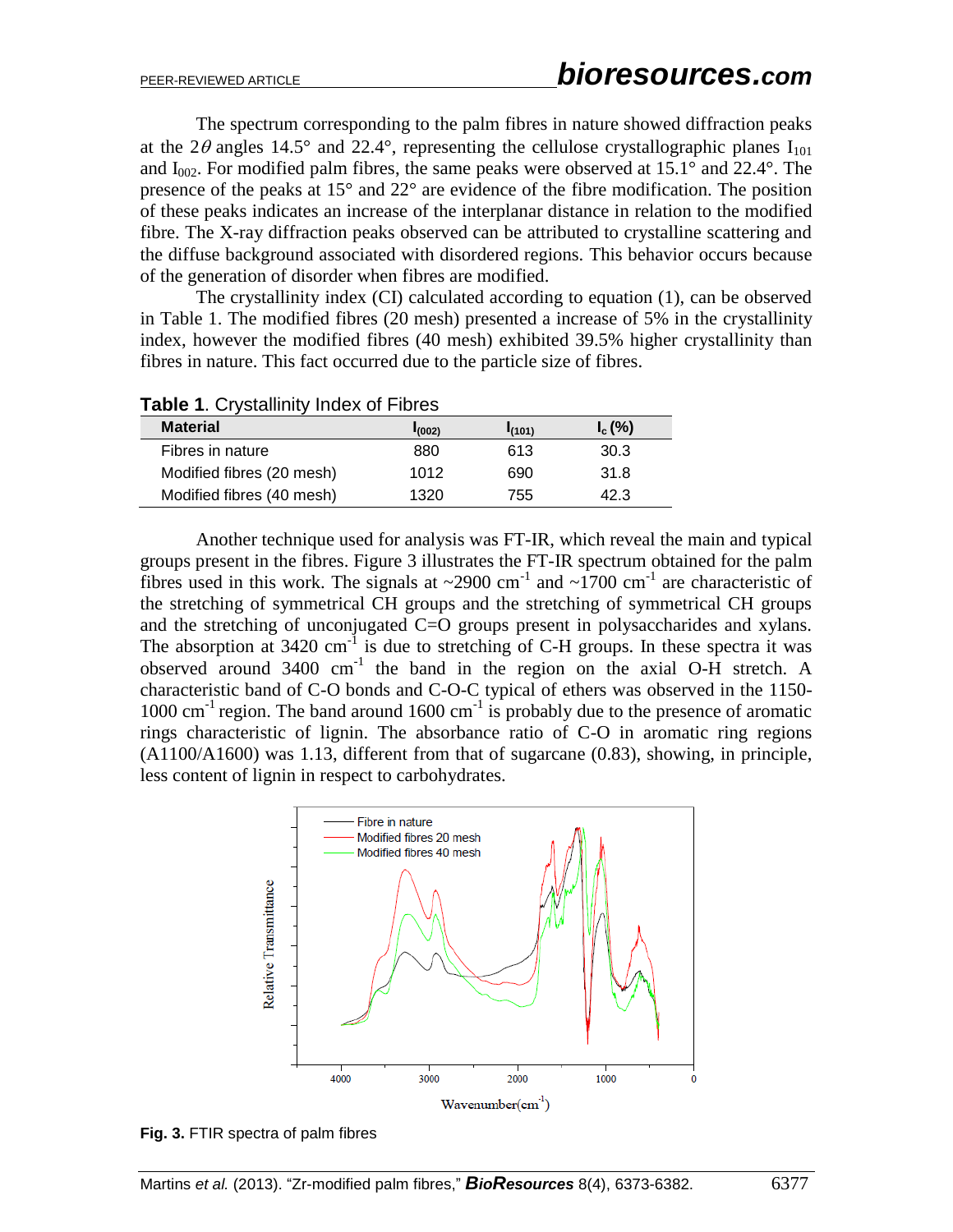The spectrum corresponding to the palm fibres in nature showed diffraction peaks at the $2\theta$ angles 14.5° and 22.4°, representing the cellulose crystallographic planes $I_{101}$ and $I_{002}$. For modified palm fibres, the same peaks were observed at 15.1° and 22.4°. The presence of the peaks at 15° and 22° are evidence of the fibre modification. The position of these peaks indicates an increase of the interplanar distance in relation to the modified fibre. The X-ray diffraction peaks observed can be attributed to crystalline scattering and the diffuse background associated with disordered regions. This behavior occurs because of the generation of disorder when fibres are modified.

The crystallinity index (CI) calculated according to equation (1), can be observed in Table 1. The modified fibres (20 mesh) presented a increase of 5% in the crystallinity index, however the modified fibres (40 mesh) exhibited 39.5% higher crystallinity than fibres in nature. This fact occurred due to the particle size of fibres.

**Table 1**. Crystallinity Index of Fibres

| Material | $I_{(002)}$ | $I_{(101)}$ | $I_c$ (%) |
|---|---|---|---|
| Fibres in nature | 880 | 613 | 30.3 |
| Modified fibres (20 mesh) | 1012 | 690 | 31.8 |
| Modified fibres (40 mesh) | 1320 | 755 | 42.3 |

Another technique used for analysis was FT-IR, which reveal the main and typical groups present in the fibres. Figure 3 illustrates the FT-IR spectrum obtained for the palm fibres used in this work. The signals at ~2900 $cm^{-1}$ and ~1700 $cm^{-1}$ are characteristic of the stretching of symmetrical CH groups and the stretching of symmetrical CH groups and the stretching of unconjugated C=O groups present in polysaccharides and xylans. The absorption at 3420 $cm^{-1}$ is due to stretching of C-H groups. In these spectra it was observed around 3400 $cm^{-1}$ the band in the region on the axial O-H stretch. A characteristic band of C-O bonds and C-O-C typical of ethers was observed in the 1150-1000 $cm^{-1}$ region. The band around 1600 $cm^{-1}$ is probably due to the presence of aromatic rings characteristic of lignin. The absorbance ratio of C-O in aromatic ring regions (A1100/A1600) was 1.13, different from that of sugarcane (0.83), showing, in principle, less content of lignin in respect to carbohydrates.

**Fig. 3.** FTIR spectra of palm fibres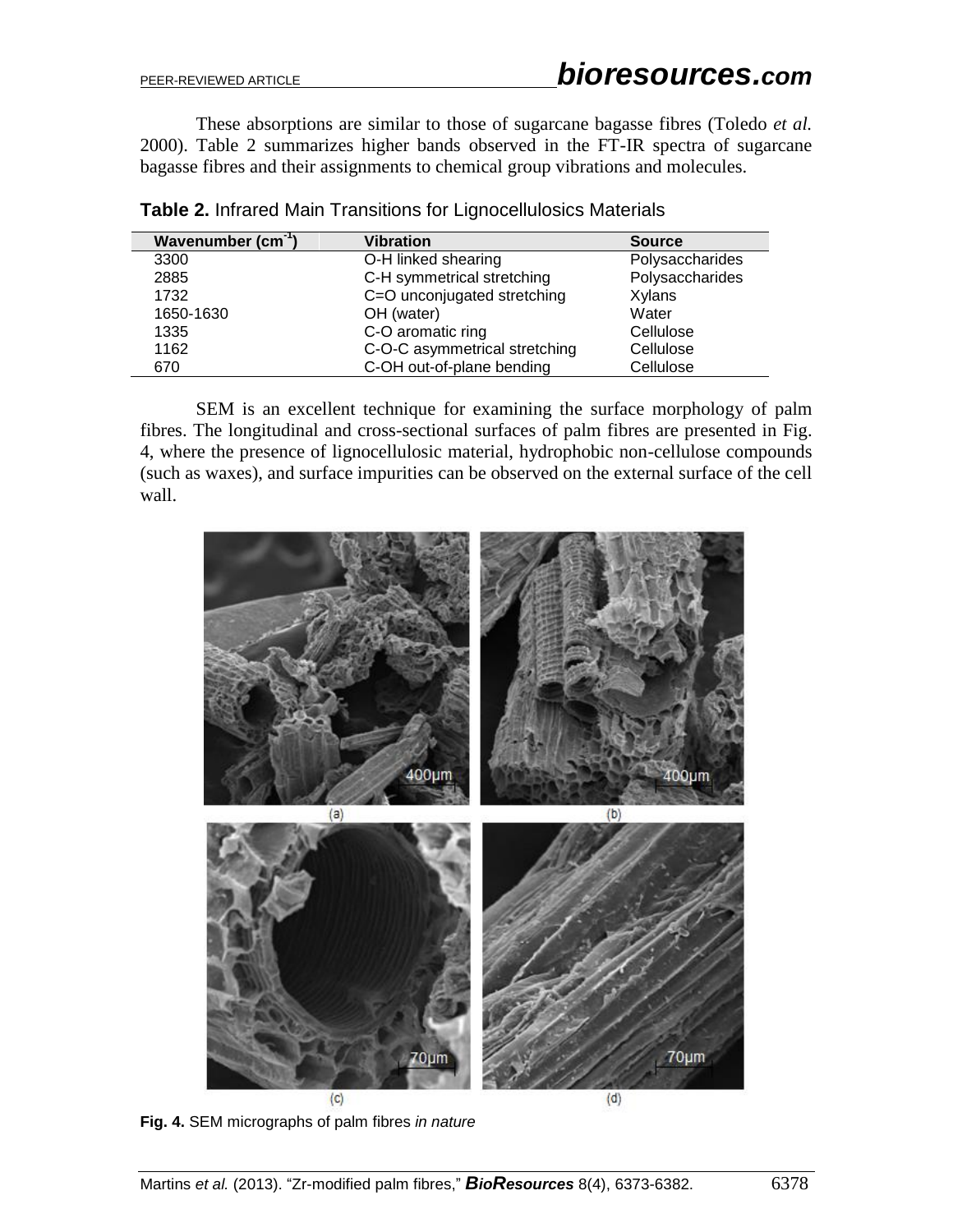These absorptions are similar to those of sugarcane bagasse fibres (Toledo *et al.* 2000). Table 2 summarizes higher bands observed in the FT-IR spectra of sugarcane bagasse fibres and their assignments to chemical group vibrations and molecules.

**Table 2.** Infrared Main Transitions for Lignocellulosics Materials

| Wavenumber ($cm^{-1}$) | Vibration | Source |
|---|---|---|
| 3300 | O-H linked shearing | Polysaccharides |
| 2885 | C-H symmetrical stretching | Polysaccharides |
| 1732 | C=O unconjugated stretching | Xylans |
| 1650-1630 | OH (water) | Water |
| 1335 | C-O aromatic ring | Cellulose |
| 1162 | C-O-C asymmetrical stretching | Cellulose |
| 670 | C-OH out-of-plane bending | Cellulose |

SEM is an excellent technique for examining the surface morphology of palm fibres. The longitudinal and cross-sectional surfaces of palm fibres are presented in Fig. 4, where the presence of lignocellulosic material, hydrophobic non-cellulose compounds (such as waxes), and surface impurities can be observed on the external surface of the cell wall.

**Fig. 4.** SEM micrographs of palm fibres *in nature*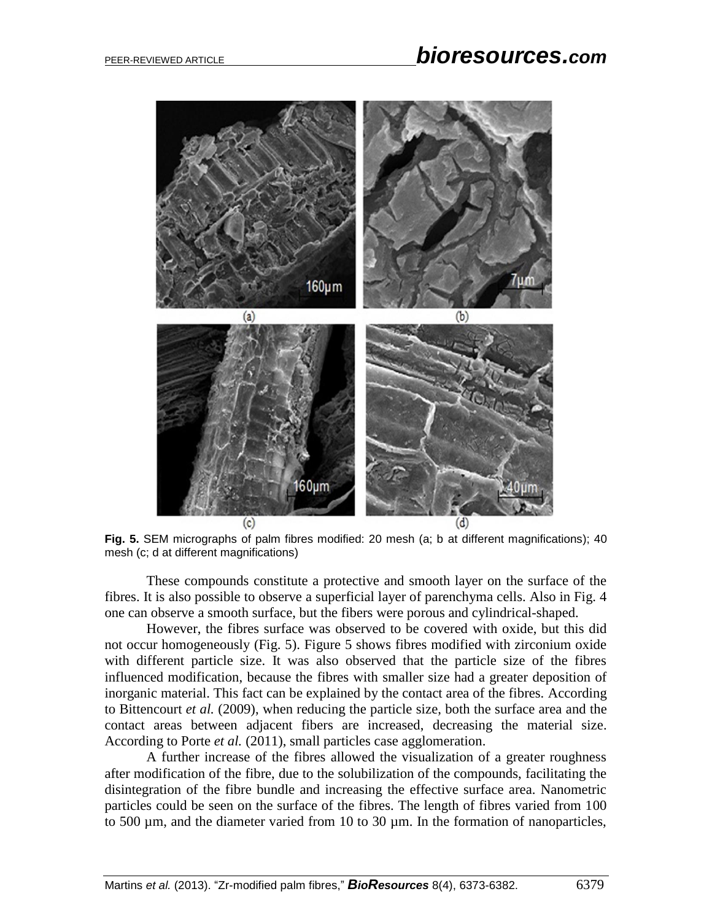**Fig. 5.** SEM micrographs of palm fibres modified: 20 mesh (a; b at different magnifications); 40 mesh (c; d at different magnifications)

These compounds constitute a protective and smooth layer on the surface of the fibres. It is also possible to observe a superficial layer of parenchyma cells. Also in Fig. 4 one can observe a smooth surface, but the fibers were porous and cylindrical-shaped.

However, the fibres surface was observed to be covered with oxide, but this did not occur homogeneously (Fig. 5). Figure 5 shows fibres modified with zirconium oxide with different particle size. It was also observed that the particle size of the fibres influenced modification, because the fibres with smaller size had a greater deposition of inorganic material. This fact can be explained by the contact area of the fibres. According to Bittencourt *et al.* (2009), when reducing the particle size, both the surface area and the contact areas between adjacent fibers are increased, decreasing the material size. According to Porte *et al.* (2011), small particles case agglomeration.

A further increase of the fibres allowed the visualization of a greater roughness after modification of the fibre, due to the solubilization of the compounds, facilitating the disintegration of the fibre bundle and increasing the effective surface area. Nanometric particles could be seen on the surface of the fibres. The length of fibres varied from 100 to 500 µm, and the diameter varied from 10 to 30 µm. In the formation of nanoparticles,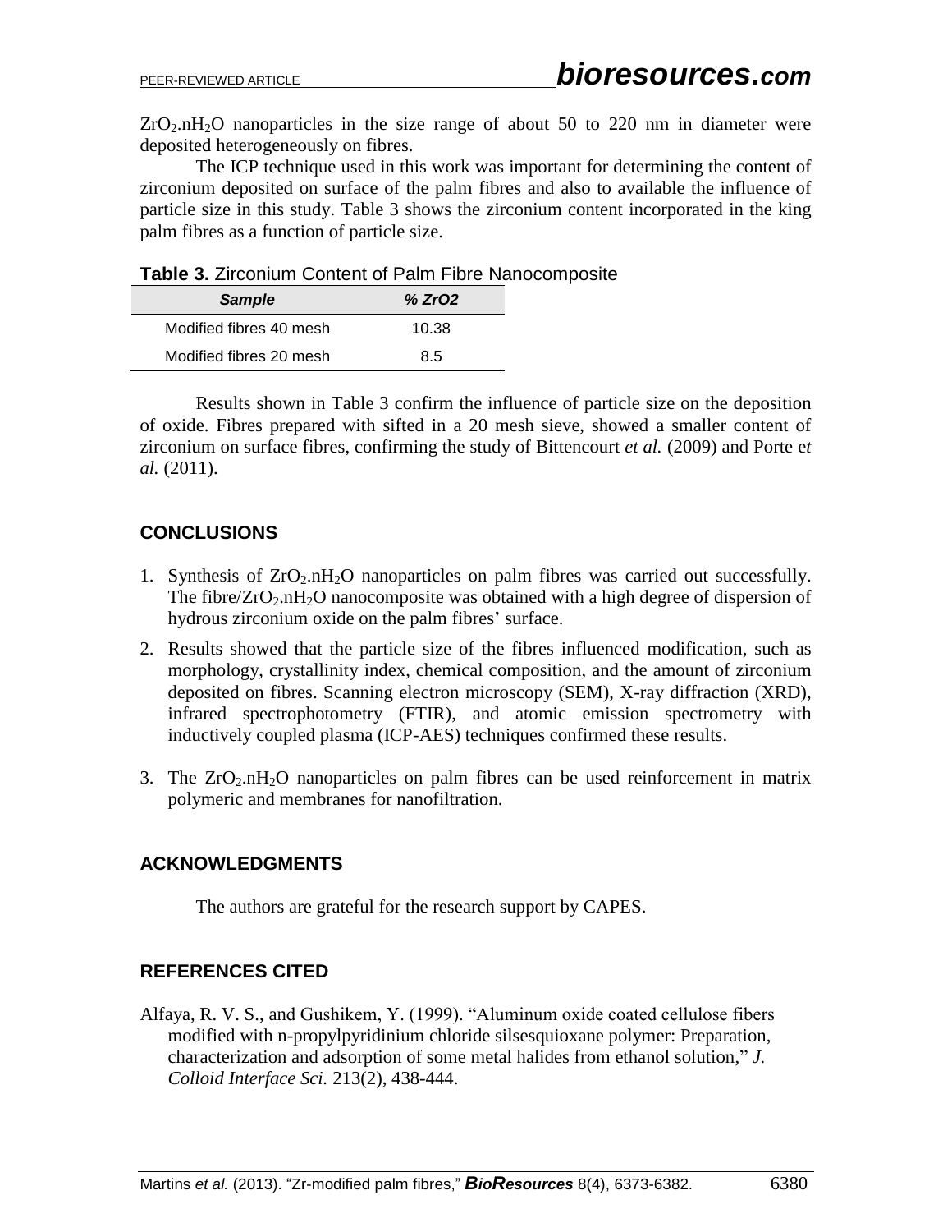$ZrO_2.nH_2O$ nanoparticles in the size range of about 50 to 220 nm in diameter were deposited heterogeneously on fibres.

The ICP technique used in this work was important for determining the content of zirconium deposited on surface of the palm fibres and also to available the influence of particle size in this study. Table 3 shows the zirconium content incorporated in the king palm fibres as a function of particle size.

**Table 3.** Zirconium Content of Palm Fibre Nanocomposite

| *Sample* | *% ZrO2* |
|---|---|
| Modified fibres 40 mesh | 10.38 |
| Modified fibres 20 mesh | 8.5 |

Results shown in Table 3 confirm the influence of particle size on the deposition of oxide. Fibres prepared with sifted in a 20 mesh sieve, showed a smaller content of zirconium on surface fibres, confirming the study of Bittencourt *et al.* (2009) and Porte e*t al.* (2011).

## CONCLUSIONS

1. Synthesis of $ZrO_2.nH_2O$ nanoparticles on palm fibres was carried out successfully. The fibre/$ZrO_2.nH_2O$ nanocomposite was obtained with a high degree of dispersion of hydrous zirconium oxide on the palm fibres' surface.
2. Results showed that the particle size of the fibres influenced modification, such as morphology, crystallinity index, chemical composition, and the amount of zirconium deposited on fibres. Scanning electron microscopy (SEM), X-ray diffraction (XRD), infrared spectrophotometry (FTIR), and atomic emission spectrometry with inductively coupled plasma (ICP-AES) techniques confirmed these results.
3. The $ZrO_2.nH_2O$ nanoparticles on palm fibres can be used reinforcement in matrix polymeric and membranes for nanofiltration.

## ACKNOWLEDGMENTS

The authors are grateful for the research support by CAPES.

## REFERENCES CITED

Alfaya, R. V. S., and Gushikem, Y. (1999). "Aluminum oxide coated cellulose fibers modified with n-propylpyridinium chloride silsesquioxane polymer: Preparation, characterization and adsorption of some metal halides from ethanol solution," *J. Colloid Interface Sci.* 213(2), 438-444.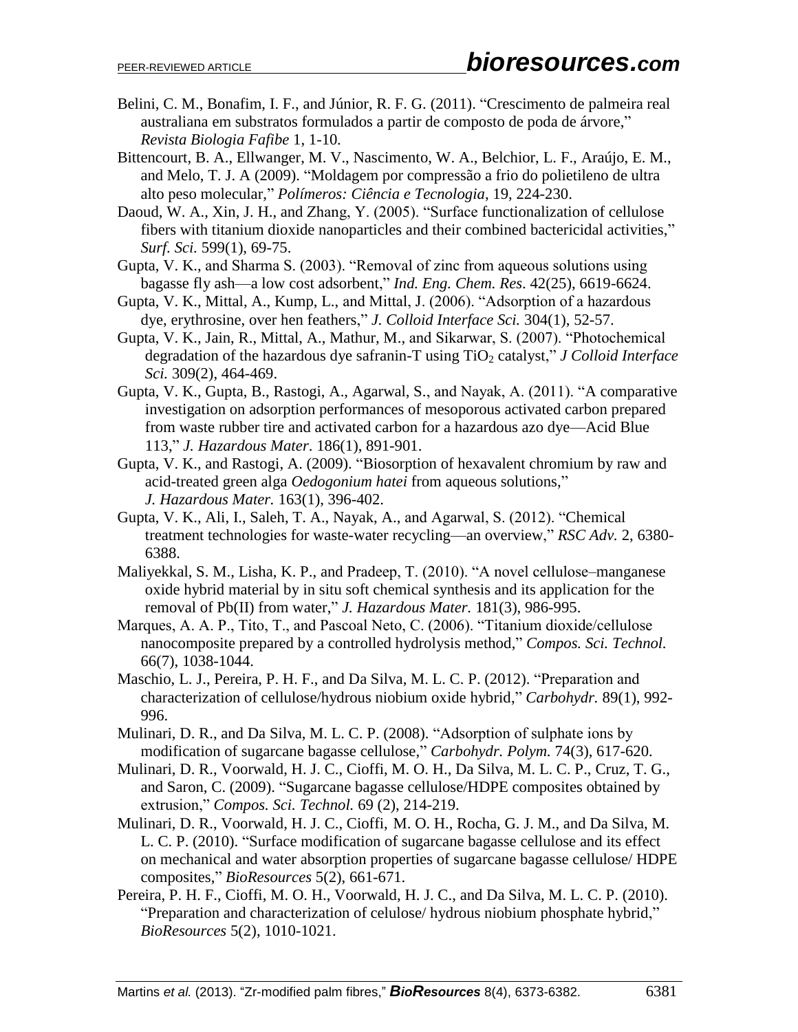Belini, C. M., Bonafim, I. F., and Júnior, R. F. G. (2011). "Crescimento de palmeira real australiana em substratos formulados a partir de composto de poda de árvore," *Revista Biologia Fafibe* 1, 1-10.

Bittencourt, B. A., Ellwanger, M. V., Nascimento, W. A., Belchior, L. F., Araújo, E. M., and Melo, T. J. A (2009). "Moldagem por compressão a frio do polietileno de ultra alto peso molecular," *Polímeros: Ciência e Tecnologia*, 19, 224-230.

Daoud, W. A., Xin, J. H., and Zhang, Y. (2005). "Surface functionalization of cellulose fibers with titanium dioxide nanoparticles and their combined bactericidal activities," *Surf. Sci.* 599(1), 69-75.

Gupta, V. K., and Sharma S. (2003). "Removal of zinc from aqueous solutions using bagasse fly ash—a low cost adsorbent," *Ind. Eng. Chem. Res*. 42(25), 6619-6624.

Gupta, V. K., Mittal, A., Kump, L., and Mittal, J. (2006). "Adsorption of a hazardous dye, erythrosine, over hen feathers," *J. Colloid Interface Sci.* 304(1), 52-57.

Gupta, V. K., Jain, R., Mittal, A., Mathur, M., and Sikarwar, S. (2007). "Photochemical degradation of the hazardous dye safranin-T using $TiO_2$ catalyst," *J Colloid Interface Sci.* 309(2), 464-469.

Gupta, V. K., Gupta, B., Rastogi, A., Agarwal, S., and Nayak, A. (2011). "A comparative investigation on adsorption performances of mesoporous activated carbon prepared from waste rubber tire and activated carbon for a hazardous azo dye—Acid Blue 113," *J. Hazardous Mater*. 186(1), 891-901.

Gupta, V. K., and Rastogi, A. (2009). "Biosorption of hexavalent chromium by raw and acid-treated green alga *Oedogonium hatei* from aqueous solutions," *J. Hazardous Mater.* 163(1), 396-402.

Gupta, V. K., Ali, I., Saleh, T. A., Nayak, A., and Agarwal, S. (2012). "Chemical treatment technologies for waste-water recycling—an overview," *RSC Adv.* 2, 6380-6388.

Maliyekkal, S. M., Lisha, K. P., and Pradeep, T. (2010). "A novel cellulose–manganese oxide hybrid material by in situ soft chemical synthesis and its application for the removal of Pb(II) from water," *J. Hazardous Mater.* 181(3), 986-995.

Marques, A. A. P., Tito, T., and Pascoal Neto, C. (2006). "Titanium dioxide/cellulose nanocomposite prepared by a controlled hydrolysis method," *Compos. Sci. Technol.* 66(7), 1038-1044.

Maschio, L. J., Pereira, P. H. F., and Da Silva, M. L. C. P. (2012). "Preparation and characterization of cellulose/hydrous niobium oxide hybrid," *Carbohydr.* 89(1), 992-996.

Mulinari, D. R., and Da Silva, M. L. C. P. (2008). "Adsorption of sulphate ions by modification of sugarcane bagasse cellulose," *Carbohydr. Polym.* 74(3), 617-620.

Mulinari, D. R., Voorwald, H. J. C., Cioffi, M. O. H., Da Silva, M. L. C. P., Cruz, T. G., and Saron, C. (2009). "Sugarcane bagasse cellulose/HDPE composites obtained by extrusion," *Compos. Sci. Technol.* 69 (2), 214-219.

Mulinari, D. R., Voorwald, H. J. C., Cioffi, M. O. H., Rocha, G. J. M., and Da Silva, M. L. C. P. (2010). "Surface modification of sugarcane bagasse cellulose and its effect on mechanical and water absorption properties of sugarcane bagasse cellulose/ HDPE composites," *BioResources* 5(2), 661-671.

Pereira, P. H. F., Cioffi, M. O. H., Voorwald, H. J. C., and Da Silva, M. L. C. P. (2010). "Preparation and characterization of celulose/ hydrous niobium phosphate hybrid," *BioResources* 5(2), 1010-1021.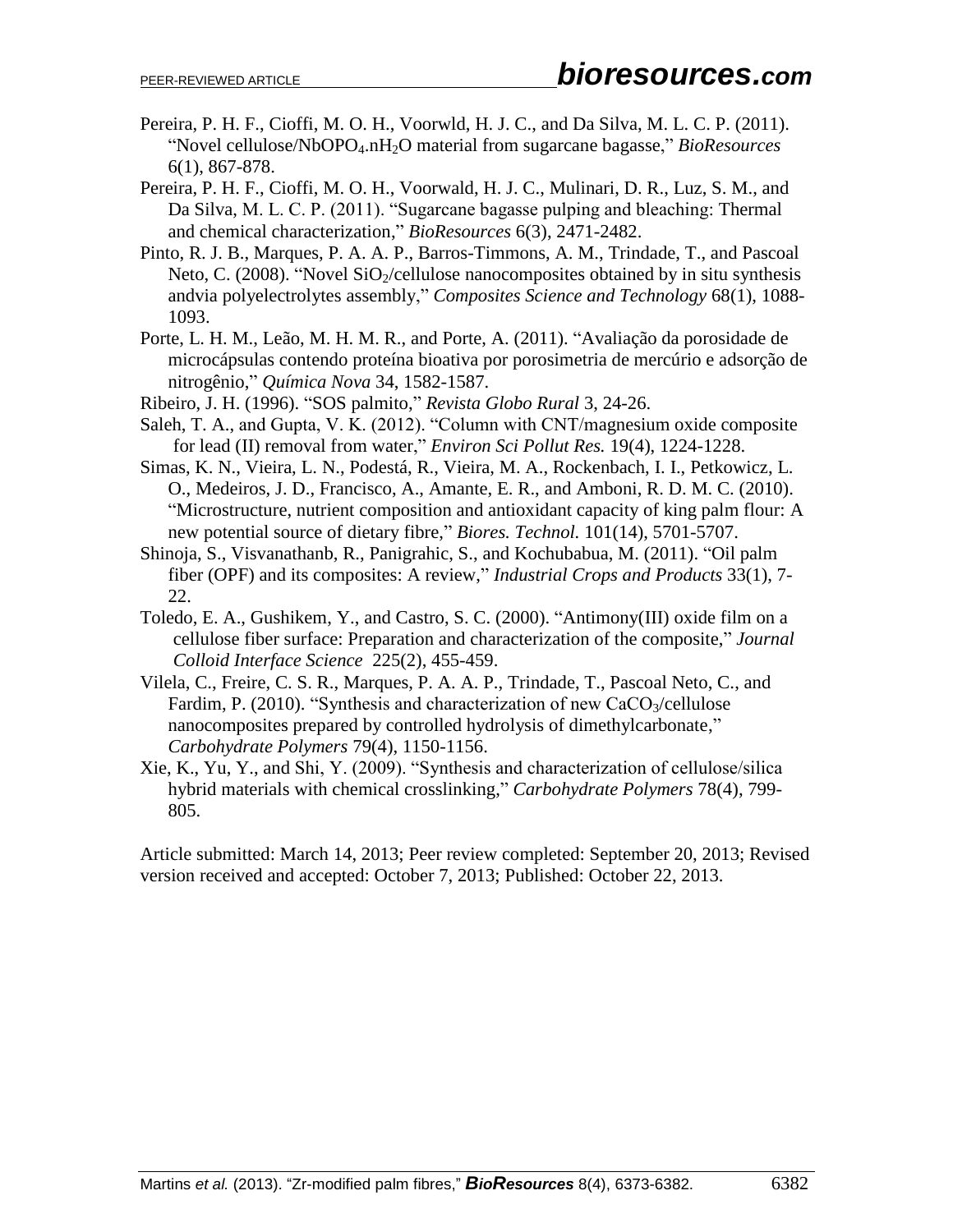Pereira, P. H. F., Cioffi, M. O. H., Voorwld, H. J. C., and Da Silva, M. L. C. P. (2011). "Novel cellulose/$NbOPO_4.nH_2O$ material from sugarcane bagasse," *BioResources* 6(1), 867-878.

Pereira, P. H. F., Cioffi, M. O. H., Voorwald, H. J. C., Mulinari, D. R., Luz, S. M., and Da Silva, M. L. C. P. (2011). "Sugarcane bagasse pulping and bleaching: Thermal and chemical characterization," *BioResources* 6(3), 2471-2482.

Pinto, R. J. B., Marques, P. A. A. P., Barros-Timmons, A. M., Trindade, T., and Pascoal Neto, C. (2008). "Novel $SiO_2$/cellulose nanocomposites obtained by in situ synthesis andvia polyelectrolytes assembly," *Composites Science and Technology* 68(1), 1088-1093.

Porte, L. H. M., Leão, M. H. M. R., and Porte, A. (2011). "Avaliação da porosidade de microcápsulas contendo proteína bioativa por porosimetria de mercúrio e adsorção de nitrogênio," *Química Nova* 34, 1582-1587.

Ribeiro, J. H. (1996). "SOS palmito," *Revista Globo Rural* 3, 24-26.

Saleh, T. A., and Gupta, V. K. (2012). "Column with CNT/magnesium oxide composite for lead (II) removal from water," *Environ Sci Pollut Res.* 19(4), 1224-1228.

Simas, K. N., Vieira, L. N., Podestá, R., Vieira, M. A., Rockenbach, I. I., Petkowicz, L. O., Medeiros, J. D., Francisco, A., Amante, E. R., and Amboni, R. D. M. C. (2010). "Microstructure, nutrient composition and antioxidant capacity of king palm flour: A new potential source of dietary fibre," *Biores. Technol.* 101(14), 5701-5707.

Shinoja, S., Visvanathanb, R., Panigrahic, S., and Kochubabua, M. (2011). "Oil palm fiber (OPF) and its composites: A review," *Industrial Crops and Products* 33(1), 7-22.

Toledo, E. A., Gushikem, Y., and Castro, S. C. (2000). "Antimony(III) oxide film on a cellulose fiber surface: Preparation and characterization of the composite," *Journal Colloid Interface Science* 225(2), 455-459.

Vilela, C., Freire, C. S. R., Marques, P. A. A. P., Trindade, T., Pascoal Neto, C., and Fardim, P. (2010). "Synthesis and characterization of new $CaCO_3$/cellulose nanocomposites prepared by controlled hydrolysis of dimethylcarbonate," *Carbohydrate Polymers* 79(4), 1150-1156.

Xie, K., Yu, Y., and Shi, Y. (2009). "Synthesis and characterization of cellulose/silica hybrid materials with chemical crosslinking," *Carbohydrate Polymers* 78(4), 799-805.

Article submitted: March 14, 2013; Peer review completed: September 20, 2013; Revised version received and accepted: October 7, 2013; Published: October 22, 2013.